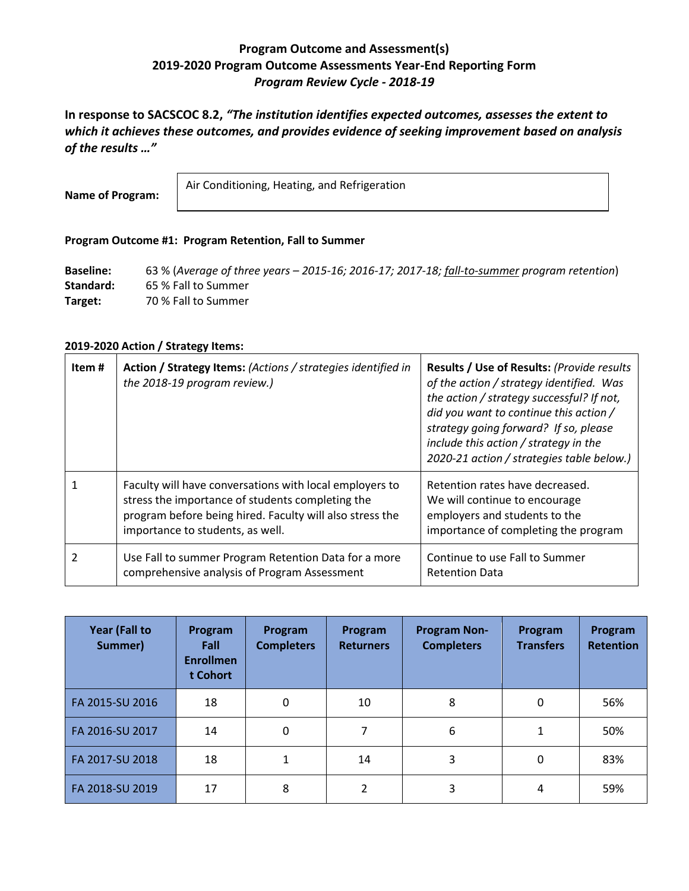## Program Outcome and Assessment(s)
## 2019-2020 Program Outcome Assessments Year-End Reporting Form
### *Program Review Cycle - 2018-19*

**In response to SACSCOC 8.2, *"The institution identifies expected outcomes, assesses the extent to which it achieves these outcomes, and provides evidence of seeking improvement based on analysis of the results …"***

**Name of Program:** Air Conditioning, Heating, and Refrigeration

**Program Outcome #1: Program Retention, Fall to Summer**

**Baseline:** 63 % (*Average of three years – 2015-16; 2016-17; 2017-18; fall-to-summer program retention*)
**Standard:** 65 % Fall to Summer
**Target:** 70 % Fall to Summer

**2019-2020 Action / Strategy Items:**

| Item # | **Action / Strategy Items:** *(Actions / strategies identified in the 2018-19 program review.)* | **Results / Use of Results:** *(Provide results of the action / strategy identified. Was the action / strategy successful? If not, did you want to continue this action / strategy going forward? If so, please include this action / strategy in the 2020-21 action / strategies table below.)* |
|---|---|---|
| 1 | Faculty will have conversations with local employers to stress the importance of students completing the program before being hired. Faculty will also stress the importance to students, as well. | Retention rates have decreased. We will continue to encourage employers and students to the importance of completing the program |
| 2 | Use Fall to summer Program Retention Data for a more comprehensive analysis of Program Assessment | Continue to use Fall to Summer Retention Data |

| Year (Fall to Summer) | Program Fall Enrollment Cohort | Program Completers | Program Returners | Program Non-Completers | Program Transfers | Program Retention |
|---|---|---|---|---|---|---|
| FA 2015-SU 2016 | 18 | 0 | 10 | 8 | 0 | 56% |
| FA 2016-SU 2017 | 14 | 0 | 7 | 6 | 1 | 50% |
| FA 2017-SU 2018 | 18 | 1 | 14 | 3 | 0 | 83% |
| FA 2018-SU 2019 | 17 | 8 | 2 | 3 | 4 | 59% |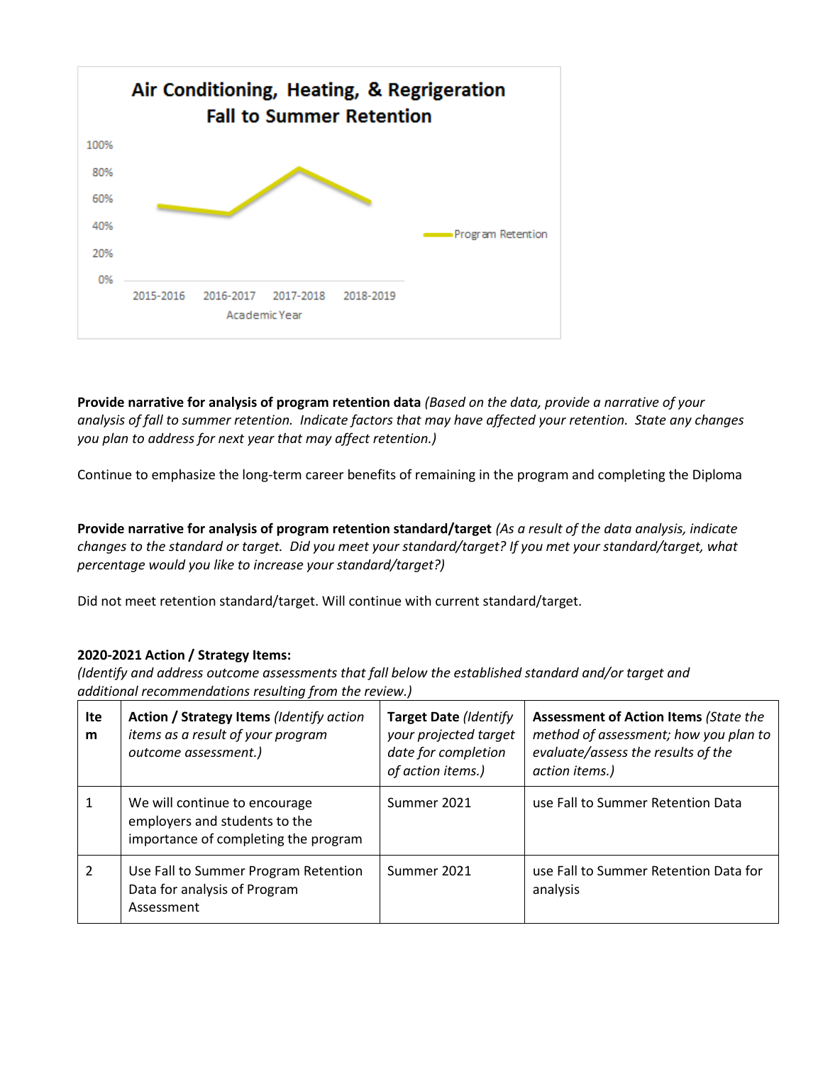Air Conditioning, Heating, & Regrigeration
Fall to Summer Retention

**Provide narrative for analysis of program retention data** *(Based on the data, provide a narrative of your analysis of fall to summer retention. Indicate factors that may have affected your retention. State any changes you plan to address for next year that may affect retention.)*

Continue to emphasize the long-term career benefits of remaining in the program and completing the Diploma

**Provide narrative for analysis of program retention standard/target** *(As a result of the data analysis, indicate changes to the standard or target. Did you meet your standard/target? If you met your standard/target, what percentage would you like to increase your standard/target?)*

Did not meet retention standard/target. Will continue with current standard/target.

**2020-2021 Action / Strategy Items:**
*(Identify and address outcome assessments that fall below the established standard and/or target and additional recommendations resulting from the review.)*

| Item | **Action / Strategy Items** *(Identify action items as a result of your program outcome assessment.)* | **Target Date** *(Identify your projected target date for completion of action items.)* | **Assessment of Action Items** *(State the method of assessment; how you plan to evaluate/assess the results of the action items.)* |
|---|---|---|---|
| 1 | We will continue to encourage employers and students to the importance of completing the program | Summer 2021 | use Fall to Summer Retention Data |
| 2 | Use Fall to Summer Program Retention Data for analysis of Program Assessment | Summer 2021 | use Fall to Summer Retention Data for analysis |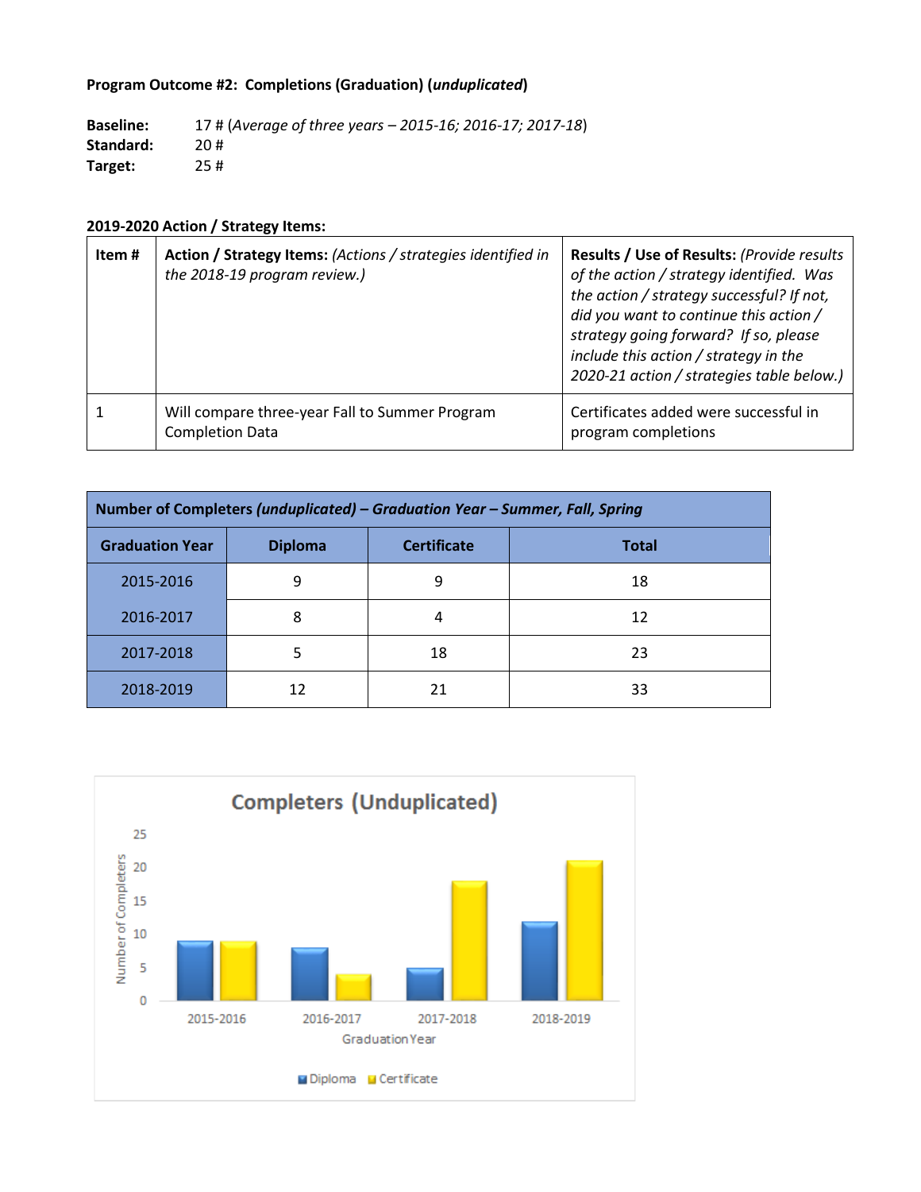**Program Outcome #2: Completions (Graduation) (*unduplicated*)**

**Baseline:** 17 # (*Average of three years – 2015-16; 2016-17; 2017-18*)
**Standard:** 20 #
**Target:** 25 #

**2019-2020 Action / Strategy Items:**

| Item # | **Action / Strategy Items:** *(Actions / strategies identified in the 2018-19 program review.)* | **Results / Use of Results:** *(Provide results of the action / strategy identified. Was the action / strategy successful? If not, did you want to continue this action / strategy going forward? If so, please include this action / strategy in the 2020-21 action / strategies table below.)* |
|---|---|---|
| 1 | Will compare three-year Fall to Summer Program Completion Data | Certificates added were successful in program completions |

| **Number of Completers *(unduplicated)* – *Graduation Year – Summer, Fall, Spring*** | | | |
|---|---|---|---|
| **Graduation Year** | **Diploma** | **Certificate** | **Total** |
| 2015-2016 | 9 | 9 | 18 |
| 2016-2017 | 8 | 4 | 12 |
| 2017-2018 | 5 | 18 | 23 |
| 2018-2019 | 12 | 21 | 33 |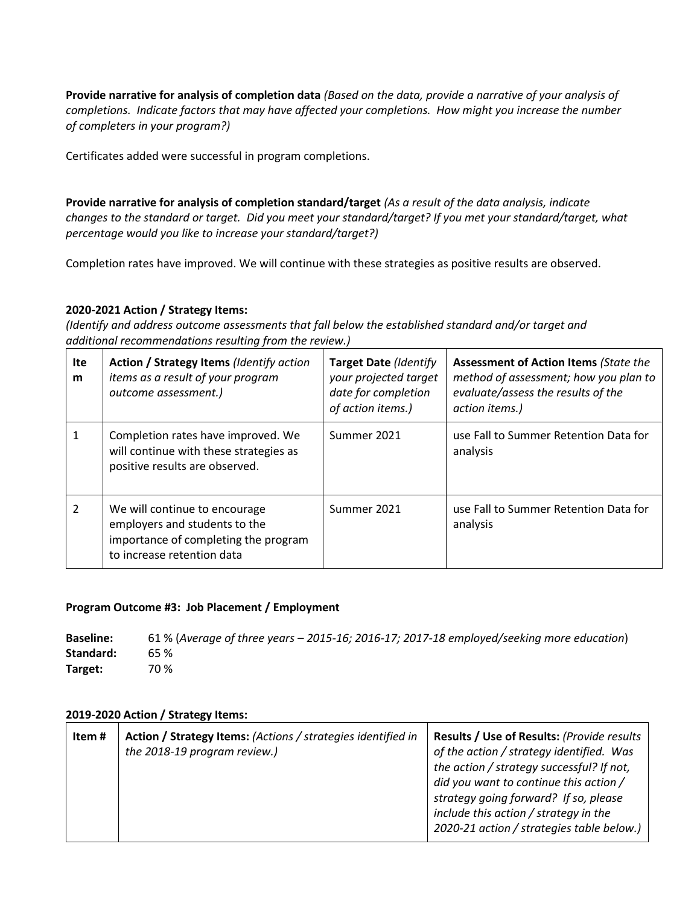**Provide narrative for analysis of completion data** *(Based on the data, provide a narrative of your analysis of completions. Indicate factors that may have affected your completions. How might you increase the number of completers in your program?)*

Certificates added were successful in program completions.

**Provide narrative for analysis of completion standard/target** *(As a result of the data analysis, indicate changes to the standard or target. Did you meet your standard/target? If you met your standard/target, what percentage would you like to increase your standard/target?)*

Completion rates have improved. We will continue with these strategies as positive results are observed.

**2020-2021 Action / Strategy Items:**

*(Identify and address outcome assessments that fall below the established standard and/or target and additional recommendations resulting from the review.)*

| Item | **Action / Strategy Items** *(Identify action items as a result of your program outcome assessment.)* | **Target Date** *(Identify your projected target date for completion of action items.)* | **Assessment of Action Items** *(State the method of assessment; how you plan to evaluate/assess the results of the action items.)* |
|---|---|---|---|
| 1 | Completion rates have improved. We will continue with these strategies as positive results are observed. | Summer 2021 | use Fall to Summer Retention Data for analysis |
| 2 | We will continue to encourage employers and students to the importance of completing the program to increase retention data | Summer 2021 | use Fall to Summer Retention Data for analysis |

**Program Outcome #3: Job Placement / Employment**

**Baseline:** 61 % (*Average of three years – 2015-16; 2016-17; 2017-18 employed/seeking more education*)
**Standard:** 65 %
**Target:** 70 %

**2019-2020 Action / Strategy Items:**

| Item # | **Action / Strategy Items:** *(Actions / strategies identified in the 2018-19 program review.)* | **Results / Use of Results:** *(Provide results of the action / strategy identified. Was the action / strategy successful? If not, did you want to continue this action / strategy going forward? If so, please include this action / strategy in the 2020-21 action / strategies table below.)* |
|---|---|---|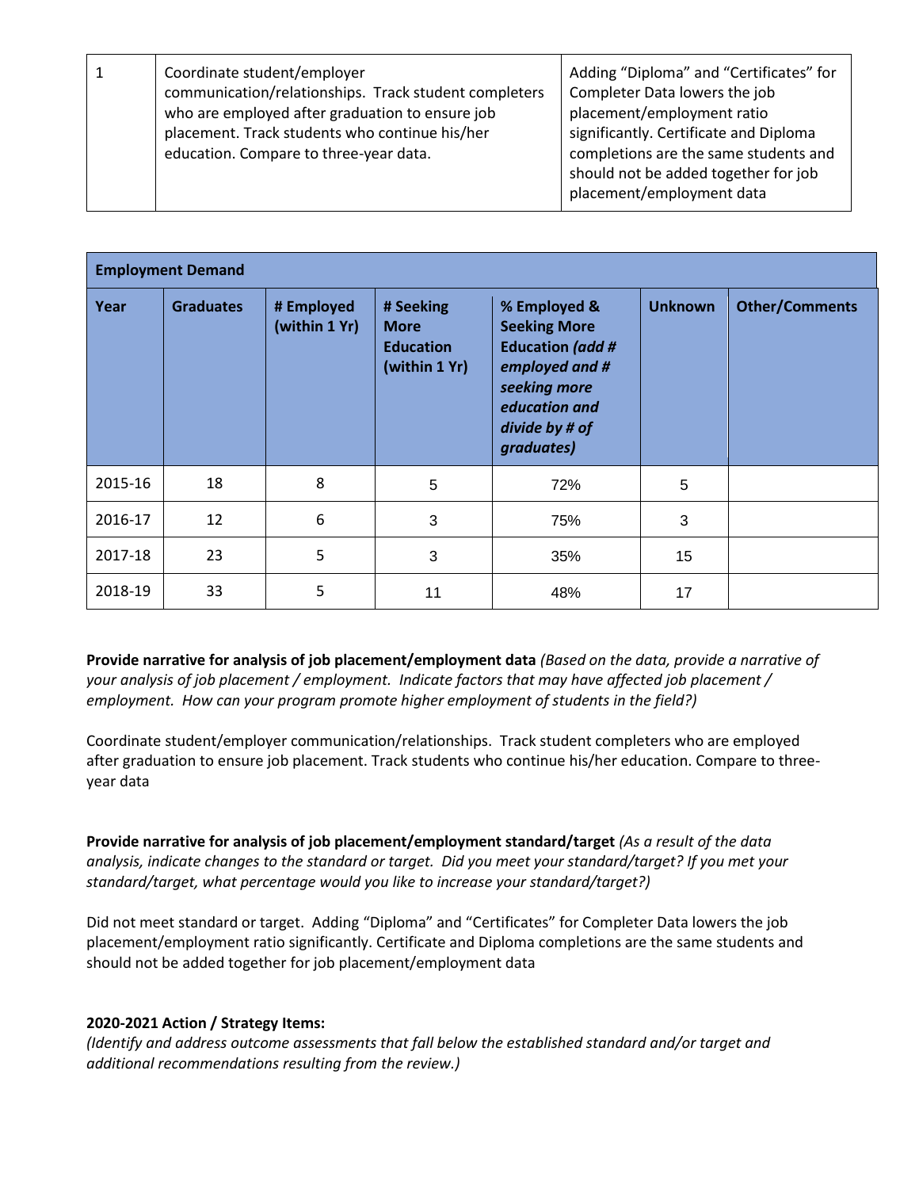| 1 | Coordinate student/employer communication/relationships. Track student completers who are employed after graduation to ensure job placement. Track students who continue his/her education. Compare to three-year data. | Adding "Diploma" and "Certificates" for Completer Data lowers the job placement/employment ratio significantly. Certificate and Diploma completions are the same students and should not be added together for job placement/employment data |
|---|---|---|

| **Employment Demand** | | | | | | |
|---|---|---|---|---|---|---|
| **Year** | **Graduates** | **# Employed (within 1 Yr)** | **# Seeking More Education (within 1 Yr)** | **% Employed & Seeking More Education** ***(add # employed and # seeking more education and divide by # of graduates)*** | **Unknown** | **Other/Comments** |
| 2015-16 | 18 | 8 | 5 | 72% | 5 | |
| 2016-17 | 12 | 6 | 3 | 75% | 3 | |
| 2017-18 | 23 | 5 | 3 | 35% | 15 | |
| 2018-19 | 33 | 5 | 11 | 48% | 17 | |

**Provide narrative for analysis of job placement/employment data** *(Based on the data, provide a narrative of your analysis of job placement / employment. Indicate factors that may have affected job placement / employment. How can your program promote higher employment of students in the field?)*

Coordinate student/employer communication/relationships. Track student completers who are employed after graduation to ensure job placement. Track students who continue his/her education. Compare to three-year data

**Provide narrative for analysis of job placement/employment standard/target** *(As a result of the data analysis, indicate changes to the standard or target. Did you meet your standard/target? If you met your standard/target, what percentage would you like to increase your standard/target?)*

Did not meet standard or target. Adding "Diploma" and "Certificates" for Completer Data lowers the job placement/employment ratio significantly. Certificate and Diploma completions are the same students and should not be added together for job placement/employment data

**2020-2021 Action / Strategy Items:**

*(Identify and address outcome assessments that fall below the established standard and/or target and additional recommendations resulting from the review.)*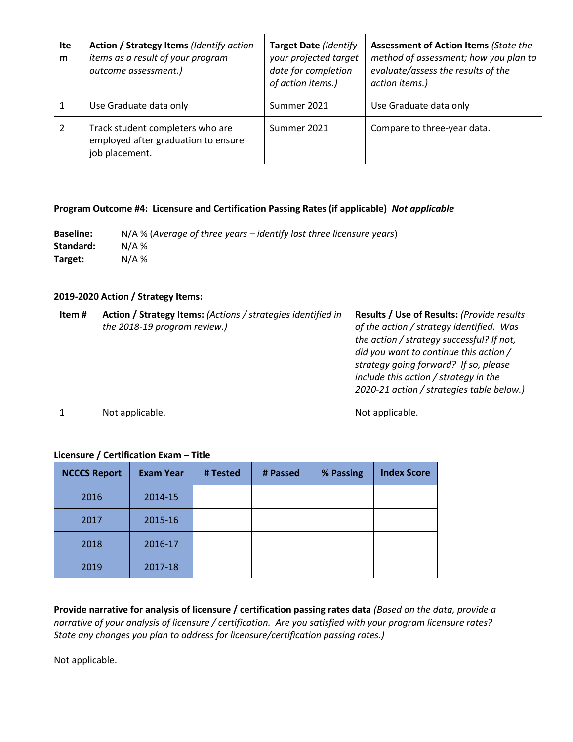| Item | Action / Strategy Items *(Identify action items as a result of your program outcome assessment.)* | Target Date *(Identify your projected target date for completion of action items.)* | Assessment of Action Items *(State the method of assessment; how you plan to evaluate/assess the results of the action items.)* |
|---|---|---|---|
| 1 | Use Graduate data only | Summer 2021 | Use Graduate data only |
| 2 | Track student completers who are employed after graduation to ensure job placement. | Summer 2021 | Compare to three-year data. |

**Program Outcome #4: Licensure and Certification Passing Rates (if applicable)** ***Not applicable***

**Baseline:** N/A % (*Average of three years – identify last three licensure years*)
**Standard:** N/A %
**Target:** N/A %

**2019-2020 Action / Strategy Items:**

| Item # | Action / Strategy Items: *(Actions / strategies identified in the 2018-19 program review.)* | Results / Use of Results: *(Provide results of the action / strategy identified. Was the action / strategy successful? If not, did you want to continue this action / strategy going forward? If so, please include this action / strategy in the 2020-21 action / strategies table below.)* |
|---|---|---|
| 1 | Not applicable. | Not applicable. |

**Licensure / Certification Exam – Title**

| NCCCS Report | Exam Year | # Tested | # Passed | % Passing | Index Score |
|---|---|---|---|---|---|
| 2016 | 2014-15 | | | | |
| 2017 | 2015-16 | | | | |
| 2018 | 2016-17 | | | | |
| 2019 | 2017-18 | | | | |

**Provide narrative for analysis of licensure / certification passing rates data** *(Based on the data, provide a narrative of your analysis of licensure / certification. Are you satisfied with your program licensure rates? State any changes you plan to address for licensure/certification passing rates.)*

Not applicable.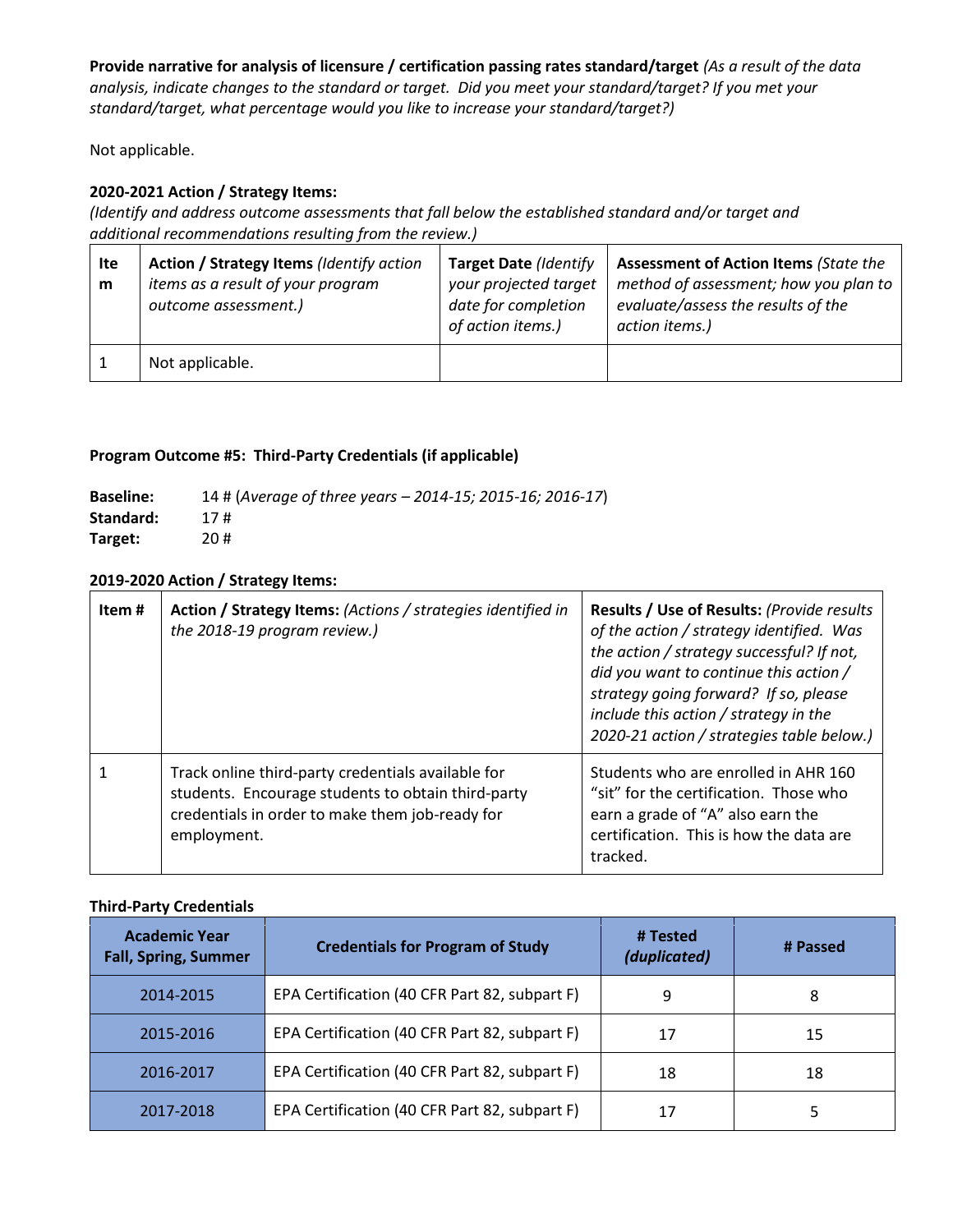**Provide narrative for analysis of licensure / certification passing rates standard/target** *(As a result of the data analysis, indicate changes to the standard or target. Did you meet your standard/target? If you met your standard/target, what percentage would you like to increase your standard/target?)*

Not applicable.

**2020-2021 Action / Strategy Items:**
*(Identify and address outcome assessments that fall below the established standard and/or target and additional recommendations resulting from the review.)*

| Item | **Action / Strategy Items** *(Identify action items as a result of your program outcome assessment.)* | **Target Date** *(Identify your projected target date for completion of action items.)* | **Assessment of Action Items** *(State the method of assessment; how you plan to evaluate/assess the results of the action items.)* |
|---|---|---|---|
| 1 | Not applicable. | | |

**Program Outcome #5: Third-Party Credentials (if applicable)**

**Baseline:** 14 # (*Average of three years – 2014-15; 2015-16; 2016-17*)
**Standard:** 17 #
**Target:** 20 #

**2019-2020 Action / Strategy Items:**

| Item # | **Action / Strategy Items:** *(Actions / strategies identified in the 2018-19 program review.)* | **Results / Use of Results:** *(Provide results of the action / strategy identified. Was the action / strategy successful? If not, did you want to continue this action / strategy going forward? If so, please include this action / strategy in the 2020-21 action / strategies table below.)* |
|---|---|---|
| 1 | Track online third-party credentials available for students. Encourage students to obtain third-party credentials in order to make them job-ready for employment. | Students who are enrolled in AHR 160 "sit" for the certification. Those who earn a grade of "A" also earn the certification. This is how the data are tracked. |

**Third-Party Credentials**

| Academic Year Fall, Spring, Summer | Credentials for Program of Study | # Tested *(duplicated)* | # Passed |
|---|---|---|---|
| 2014-2015 | EPA Certification (40 CFR Part 82, subpart F) | 9 | 8 |
| 2015-2016 | EPA Certification (40 CFR Part 82, subpart F) | 17 | 15 |
| 2016-2017 | EPA Certification (40 CFR Part 82, subpart F) | 18 | 18 |
| 2017-2018 | EPA Certification (40 CFR Part 82, subpart F) | 17 | 5 |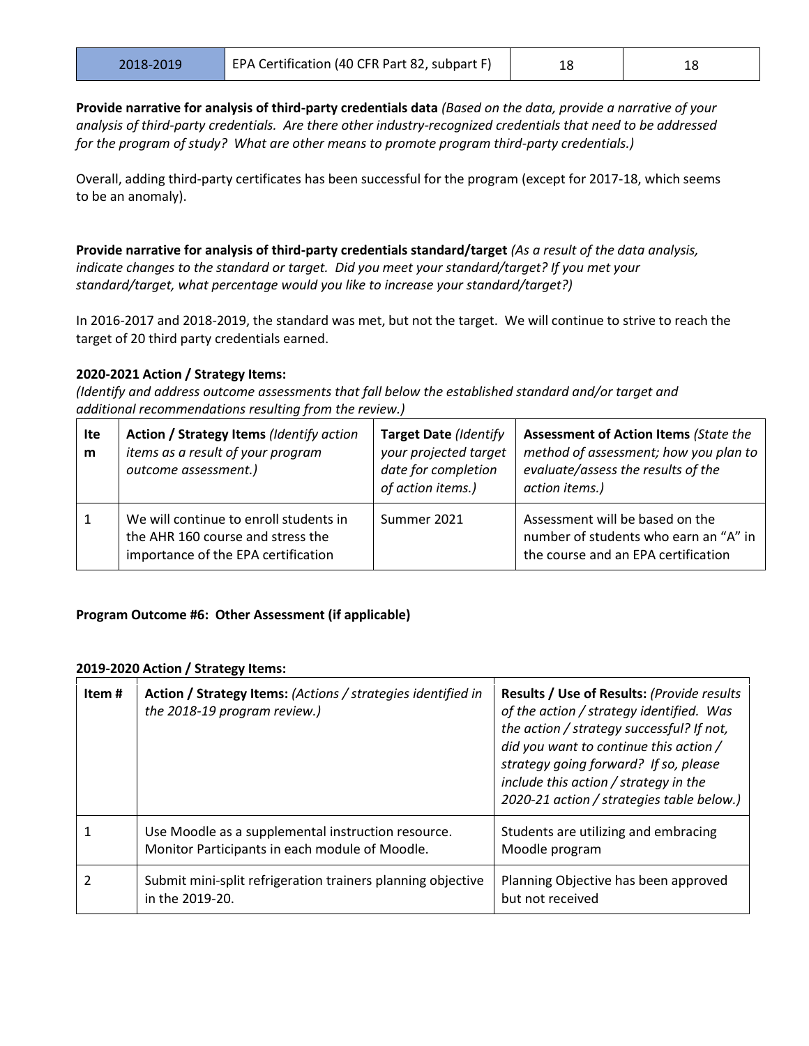| 2018-2019 | EPA Certification (40 CFR Part 82, subpart F) | 18 | 18 |
|---|---|---|---|

**Provide narrative for analysis of third-party credentials data** *(Based on the data, provide a narrative of your analysis of third-party credentials. Are there other industry-recognized credentials that need to be addressed for the program of study? What are other means to promote program third-party credentials.)*

Overall, adding third-party certificates has been successful for the program (except for 2017-18, which seems to be an anomaly).

**Provide narrative for analysis of third-party credentials standard/target** *(As a result of the data analysis, indicate changes to the standard or target. Did you meet your standard/target? If you met your standard/target, what percentage would you like to increase your standard/target?)*

In 2016-2017 and 2018-2019, the standard was met, but not the target. We will continue to strive to reach the target of 20 third party credentials earned.

**2020-2021 Action / Strategy Items:**

*(Identify and address outcome assessments that fall below the established standard and/or target and additional recommendations resulting from the review.)*

| Item | Action / Strategy Items *(Identify action items as a result of your program outcome assessment.)* | Target Date *(Identify your projected target date for completion of action items.)* | Assessment of Action Items *(State the method of assessment; how you plan to evaluate/assess the results of the action items.)* |
|---|---|---|---|
| 1 | We will continue to enroll students in the AHR 160 course and stress the importance of the EPA certification | Summer 2021 | Assessment will be based on the number of students who earn an "A" in the course and an EPA certification |

**Program Outcome #6: Other Assessment (if applicable)**

**2019-2020 Action / Strategy Items:**

| Item # | Action / Strategy Items: *(Actions / strategies identified in the 2018-19 program review.)* | Results / Use of Results: *(Provide results of the action / strategy identified. Was the action / strategy successful? If not, did you want to continue this action / strategy going forward? If so, please include this action / strategy in the 2020-21 action / strategies table below.)* |
|---|---|---|
| 1 | Use Moodle as a supplemental instruction resource. Monitor Participants in each module of Moodle. | Students are utilizing and embracing Moodle program |
| 2 | Submit mini-split refrigeration trainers planning objective in the 2019-20. | Planning Objective has been approved but not received |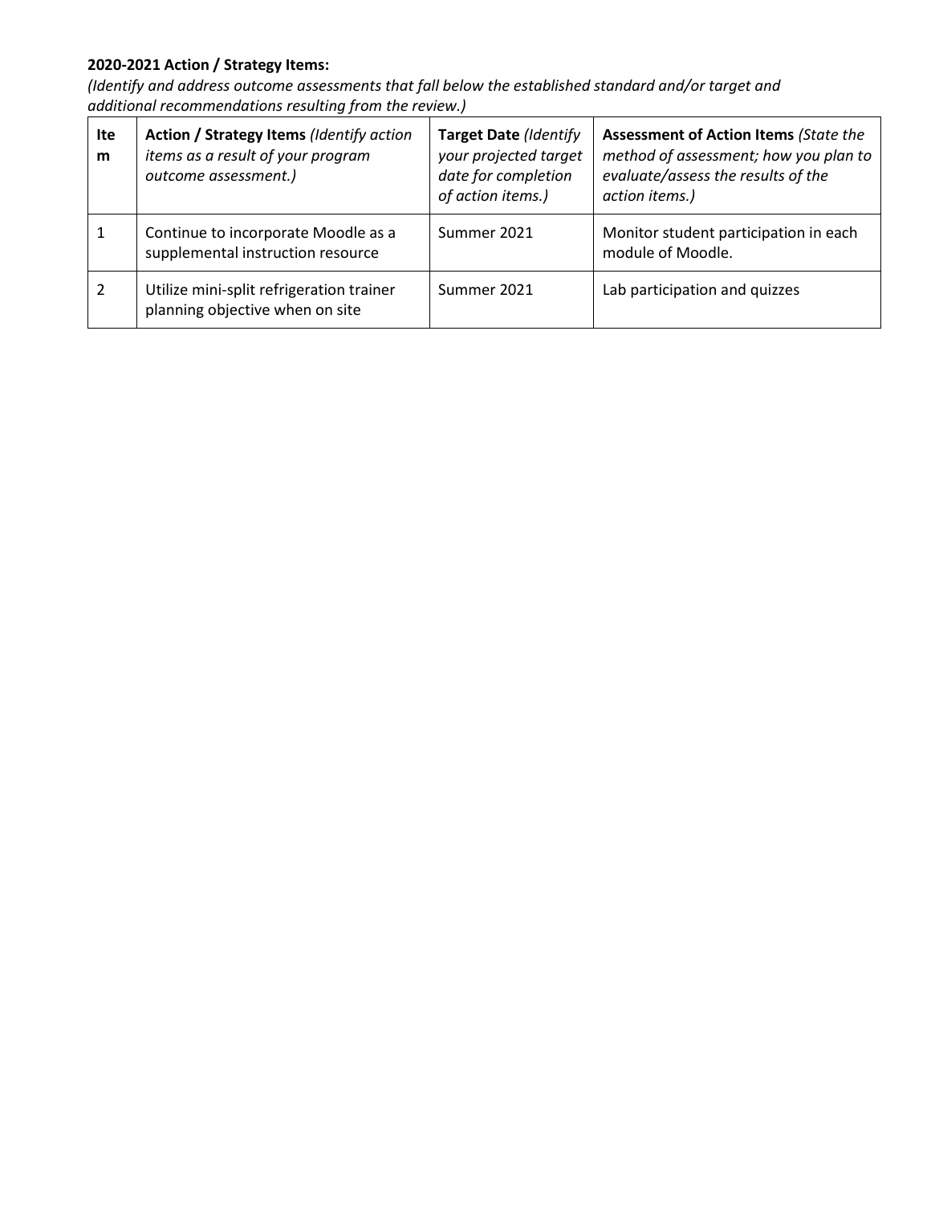**2020-2021 Action / Strategy Items:**

*(Identify and address outcome assessments that fall below the established standard and/or target and additional recommendations resulting from the review.)*

| Item | **Action / Strategy Items** *(Identify action items as a result of your program outcome assessment.)* | **Target Date** *(Identify your projected target date for completion of action items.)* | **Assessment of Action Items** *(State the method of assessment; how you plan to evaluate/assess the results of the action items.)* |
|---|---|---|---|
| 1 | Continue to incorporate Moodle as a supplemental instruction resource | Summer 2021 | Monitor student participation in each module of Moodle. |
| 2 | Utilize mini-split refrigeration trainer planning objective when on site | Summer 2021 | Lab participation and quizzes |